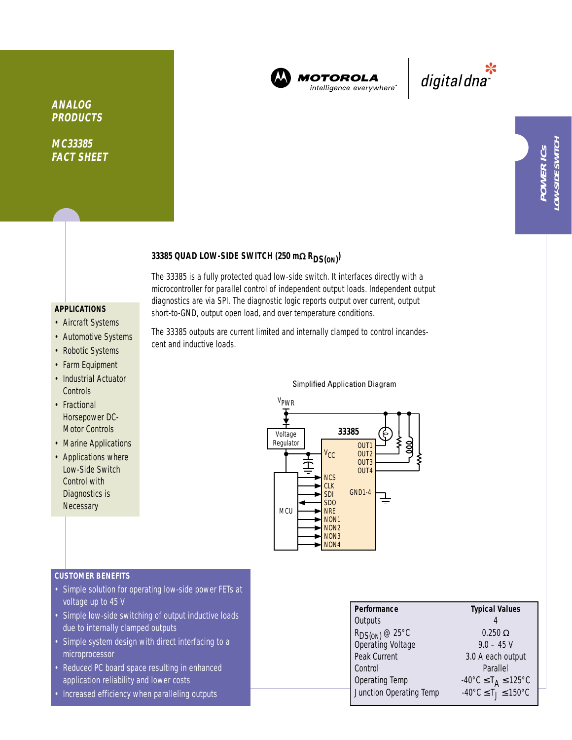ANALOG PRODUCTS

MC33385 FACT SHEET

POWER ICs
LOW-SIDE SWITCH

## 33385 QUAD LOW-SIDE SWITCH (250 mΩ $R_{DS(ON)}$)

The 33385 is a fully protected quad low-side switch. It interfaces directly with a microcontroller for parallel control of independent output loads. Independent output diagnostics are via SPI. The diagnostic logic reports output over current, output short-to-GND, output open load, and over temperature conditions.

The 33385 outputs are current limited and internally clamped to control incandescent and inductive loads.

### APPLICATIONS

- Aircraft Systems
- Automotive Systems
- Robotic Systems
- Farm Equipment
- Industrial Actuator Controls
- Fractional Horsepower DC-Motor Controls
- Marine Applications
- Applications where Low-Side Switch Control with Diagnostics is Necessary

Simplified Application Diagram

### CUSTOMER BENEFITS

- Simple solution for operating low-side power FETs at voltage up to 45 V
- Simple low-side switching of output inductive loads due to internally clamped outputs
- Simple system design with direct interfacing to a microprocessor
- Reduced PC board space resulting in enhanced application reliability and lower costs
- Increased efficiency when paralleling outputs

| Performance | Typical Values |
|---|---|
| Outputs | 4 |
| $R_{DS(ON)}$ @ 25°C | 0.250 Ω |
| Operating Voltage | 9.0 – 45 V |
| Peak Current | 3.0 A each output |
| Control | Parallel |
| Operating Temp | -40°C ≤ $T_A$ ≤ 125°C |
| Junction Operating Temp | -40°C ≤ $T_J$ ≤ 150°C |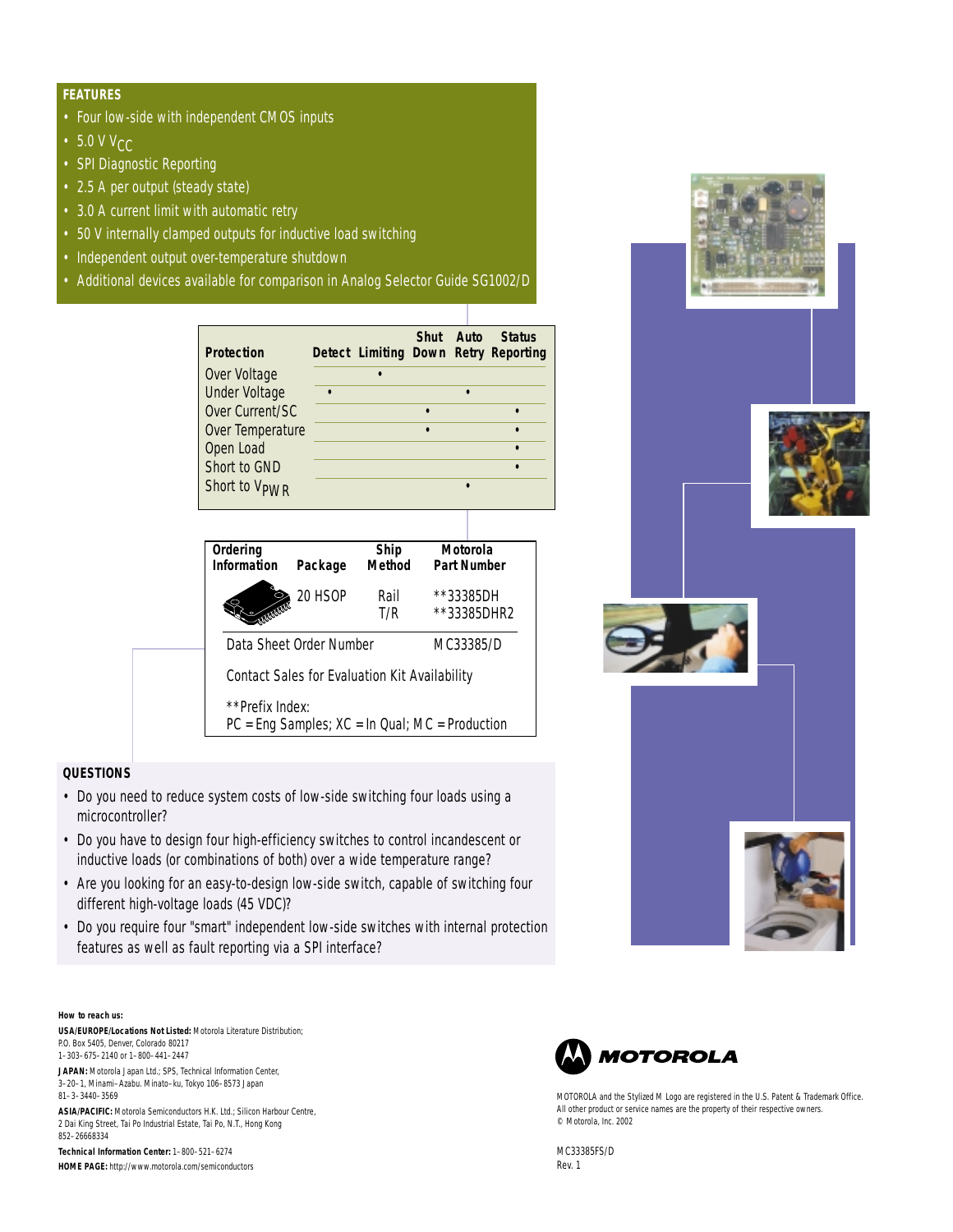## FEATURES

- Four low-side with independent CMOS inputs
- 5.0 V $V_{CC}$
- SPI Diagnostic Reporting
- 2.5 A per output (steady state)
- 3.0 A current limit with automatic retry
- 50 V internally clamped outputs for inductive load switching
- Independent output over-temperature shutdown
- Additional devices available for comparison in Analog Selector Guide SG1002/D

| Protection | Detect | Limiting | Shut Down | Auto Retry | Status Reporting |
|---|---|---|---|---|---|
| Over Voltage | | • | | | |
| Under Voltage | • | | | • | |
| Over Current/SC | | | • | | • |
| Over Temperature | | | • | | • |
| Open Load | | | | | • |
| Short to GND | | | | | • |
| Short to $V_{PWR}$ | | | | • | |

| Ordering Information | Package | Ship Method | Motorola Part Number |
|---|---|---|---|
| | 20 HSOP | Rail | **33385DH |
| | | T/R | **33385DHR2 |
| Data Sheet Order Number | | | MC33385/D |
| Contact Sales for Evaluation Kit Availability | | | |
| **Prefix Index: PC = Eng Samples; XC = In Qual; MC = Production | | | |

## QUESTIONS

- Do you need to reduce system costs of low-side switching four loads using a microcontroller?
- Do you have to design four high-efficiency switches to control incandescent or inductive loads (or combinations of both) over a wide temperature range?
- Are you looking for an easy-to-design low-side switch, capable of switching four different high-voltage loads (45 VDC)?
- Do you require four "smart" independent low-side switches with internal protection features as well as fault reporting via a SPI interface?

**How to reach us:**

**USA/EUROPE/Locations Not Listed:** Motorola Literature Distribution; P.O. Box 5405, Denver, Colorado 80217
1–303–675–2140 or 1–800–441–2447

**JAPAN:** Motorola Japan Ltd.; SPS, Technical Information Center, 3–20–1, Minami–Azabu. Minato–ku, Tokyo 106–8573 Japan
81–3–3440–3569

**ASIA/PACIFIC:** Motorola Semiconductors H.K. Ltd.; Silicon Harbour Centre, 2 Dai King Street, Tai Po Industrial Estate, Tai Po, N.T., Hong Kong
852–26668334

**Technical Information Center:** 1–800–521–6274

**HOME PAGE:** http://www.motorola.com/semiconductors

**MOTOROLA**

MOTOROLA and the Stylized M Logo are registered in the U.S. Patent & Trademark Office. All other product or service names are the property of their respective owners.
© Motorola, Inc. 2002

MC33385FS/D
Rev. 1